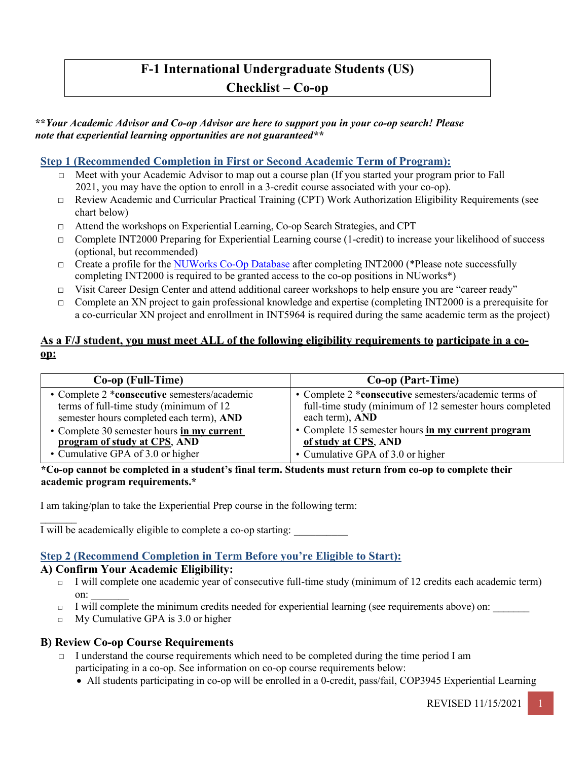# F-1 International Undergraduate Students (US)
# Checklist – Co-op

***\*\*Your Academic Advisor and Co-op Advisor are here to support you in your co-op search! Please note that experiential learning opportunities are not guaranteed\*\****

## Step 1 (Recommended Completion in First or Second Academic Term of Program):

- □ Meet with your Academic Advisor to map out a course plan (If you started your program prior to Fall 2021, you may have the option to enroll in a 3-credit course associated with your co-op).
- □ Review Academic and Curricular Practical Training (CPT) Work Authorization Eligibility Requirements (see chart below)
- □ Attend the workshops on Experiential Learning, Co-op Search Strategies, and CPT
- □ Complete INT2000 Preparing for Experiential Learning course (1-credit) to increase your likelihood of success (optional, but recommended)
- □ Create a profile for the NUWorks Co-Op Database after completing INT2000 (*Please note successfully completing INT2000 is required to be granted access to the co-op positions in NUworks*)
- □ Visit Career Design Center and attend additional career workshops to help ensure you are "career ready"
- □ Complete an XN project to gain professional knowledge and expertise (completing INT2000 is a prerequisite for a co-curricular XN project and enrollment in INT5964 is required during the same academic term as the project)

**As a F/J student, you must meet ALL of the following eligibility requirements to participate in a co-op:**

| Co-op (Full-Time) | Co-op (Part-Time) |
|---|---|
| • Complete 2 ***consecutive** semesters/academic terms of full-time study (minimum of 12 semester hours completed each term), **AND**<br>• Complete 30 semester hours **in my current program of study at CPS**, **AND**<br>• Cumulative GPA of 3.0 or higher | • Complete 2 ***consecutive** semesters/academic terms of full-time study (minimum of 12 semester hours completed each term), **AND**<br>• Complete 15 semester hours **in my current program of study at CPS**, **AND**<br>• Cumulative GPA of 3.0 or higher |

**\*Co-op cannot be completed in a student's final term. Students must return from co-op to complete their academic program requirements.\***

I am taking/plan to take the Experiential Prep course in the following term: _______

I will be academically eligible to complete a co-op starting: __________

## Step 2 (Recommend Completion in Term Before you're Eligible to Start):

### A) Confirm Your Academic Eligibility:

- □ I will complete one academic year of consecutive full-time study (minimum of 12 credits each academic term) on: _______
- □ I will complete the minimum credits needed for experiential learning (see requirements above) on: _______
- □ My Cumulative GPA is 3.0 or higher

### B) Review Co-op Course Requirements

- □ I understand the course requirements which need to be completed during the time period I am participating in a co-op. See information on co-op course requirements below:
  - All students participating in co-op will be enrolled in a 0-credit, pass/fail, COP3945 Experiential Learning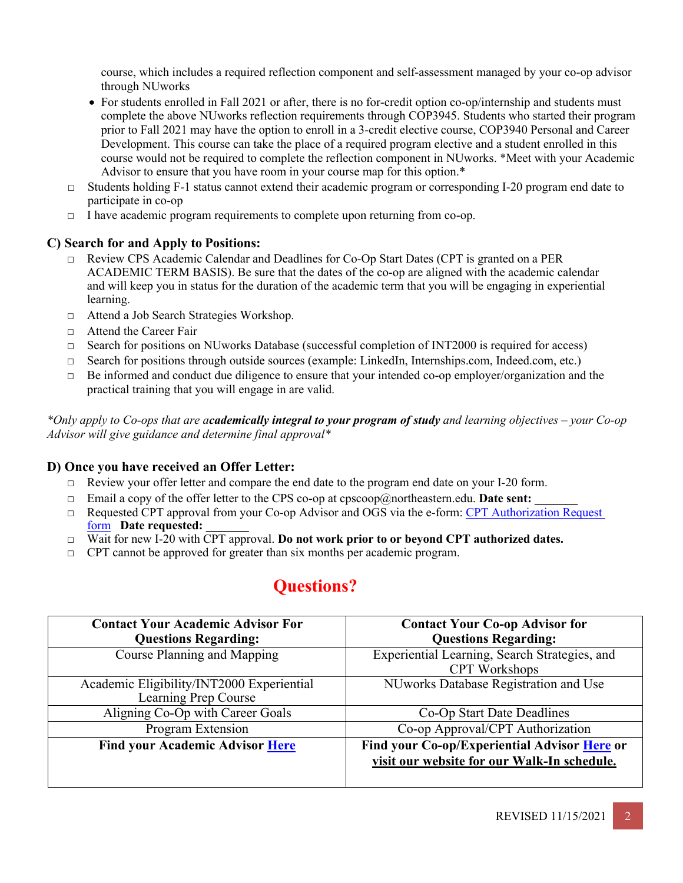course, which includes a required reflection component and self-assessment managed by your co-op advisor through NUworks

- For students enrolled in Fall 2021 or after, there is no for-credit option co-op/internship and students must complete the above NUworks reflection requirements through COP3945. Students who started their program prior to Fall 2021 may have the option to enroll in a 3-credit elective course, COP3940 Personal and Career Development. This course can take the place of a required program elective and a student enrolled in this course would not be required to complete the reflection component in NUworks. *Meet with your Academic Advisor to ensure that you have room in your course map for this option.*

- ☐ Students holding F-1 status cannot extend their academic program or corresponding I-20 program end date to participate in co-op
- ☐ I have academic program requirements to complete upon returning from co-op.

### C) Search for and Apply to Positions:

- ☐ Review CPS Academic Calendar and Deadlines for Co-Op Start Dates (CPT is granted on a PER ACADEMIC TERM BASIS). Be sure that the dates of the co-op are aligned with the academic calendar and will keep you in status for the duration of the academic term that you will be engaging in experiential learning.
- ☐ Attend a Job Search Strategies Workshop.
- ☐ Attend the Career Fair
- ☐ Search for positions on NUworks Database (successful completion of INT2000 is required for access)
- ☐ Search for positions through outside sources (example: LinkedIn, Internships.com, Indeed.com, etc.)
- ☐ Be informed and conduct due diligence to ensure that your intended co-op employer/organization and the practical training that you will engage in are valid.

*Only apply to Co-ops that are a**cademically integral to your program of study** and learning objectives – your Co-op Advisor will give guidance and determine final approval*

### D) Once you have received an Offer Letter:

- ☐ Review your offer letter and compare the end date to the program end date on your I-20 form.
- ☐ Email a copy of the offer letter to the CPS co-op at cpscoop@northeastern.edu. **Date sent: _______**
- ☐ Requested CPT approval from your Co-Op Advisor and OGS via the e-form: [CPT Authorization Request form](#) **Date requested: _______**
- ☐ Wait for new I-20 with CPT approval. **Do not work prior to or beyond CPT authorized dates.**
- ☐ CPT cannot be approved for greater than six months per academic program.

## Questions?

| Contact Your Academic Advisor For Questions Regarding: | Contact Your Co-op Advisor for Questions Regarding: |
|---|---|
| Course Planning and Mapping | Experiential Learning, Search Strategies, and CPT Workshops |
| Academic Eligibility/INT2000 Experiential Learning Prep Course | NUworks Database Registration and Use |
| Aligning Co-Op with Career Goals | Co-Op Start Date Deadlines |
| Program Extension | Co-op Approval/CPT Authorization |
| **Find your Academic Advisor [Here](#)** | **Find your Co-op/Experiential Advisor [Here](#) or [visit our website for our Walk-In schedule.](#)** |

REVISED 11/15/2021